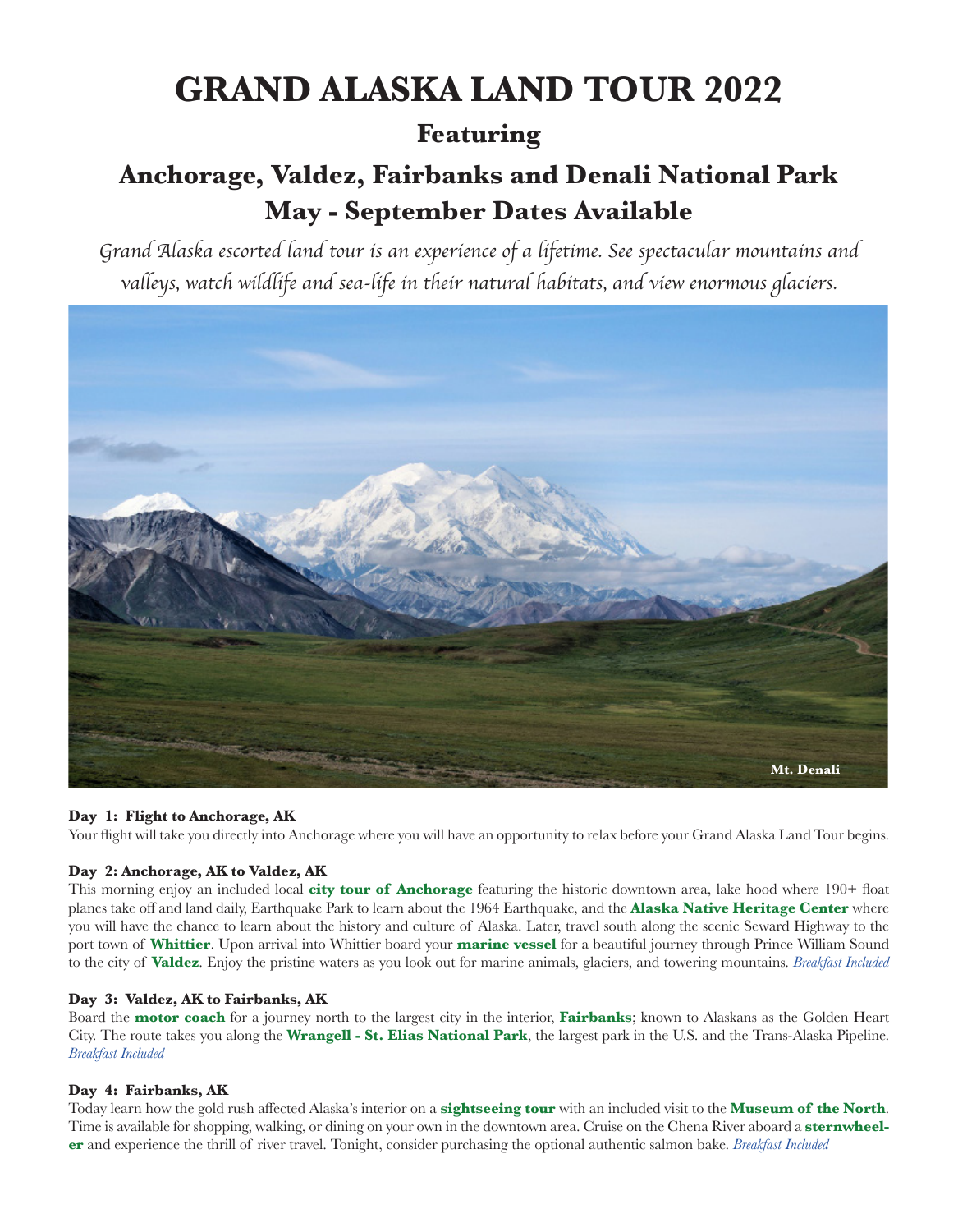# GRAND ALASKA LAND TOUR 2022

## Featuring

## Anchorage, Valdez, Fairbanks and Denali National Park
## May - September Dates Available

*Grand Alaska escorted land tour is an experience of a lifetime. See spectacular mountains and valleys, watch wildlife and sea-life in their natural habitats, and view enormous glaciers.*

Mt. Denali

**Day 1: Flight to Anchorage, AK**
Your flight will take you directly into Anchorage where you will have an opportunity to relax before your Grand Alaska Land Tour begins.

**Day 2: Anchorage, AK to Valdez, AK**
This morning enjoy an included local **city tour of Anchorage** featuring the historic downtown area, lake hood where 190+ float planes take off and land daily, Earthquake Park to learn about the 1964 Earthquake, and the **Alaska Native Heritage Center** where you will have the chance to learn about the history and culture of Alaska. Later, travel south along the scenic Seward Highway to the port town of **Whittier**. Upon arrival into Whittier board your **marine vessel** for a beautiful journey through Prince William Sound to the city of **Valdez**. Enjoy the pristine waters as you look out for marine animals, glaciers, and towering mountains. *Breakfast Included*

**Day 3: Valdez, AK to Fairbanks, AK**
Board the **motor coach** for a journey north to the largest city in the interior, **Fairbanks**; known to Alaskans as the Golden Heart City. The route takes you along the **Wrangell - St. Elias National Park**, the largest park in the U.S. and the Trans-Alaska Pipeline. *Breakfast Included*

**Day 4: Fairbanks, AK**
Today learn how the gold rush affected Alaska's interior on a **sightseeing tour** with an included visit to the **Museum of the North**. Time is available for shopping, walking, or dining on your own in the downtown area. Cruise on the Chena River aboard a **sternwheeler** and experience the thrill of river travel. Tonight, consider purchasing the optional authentic salmon bake. *Breakfast Included*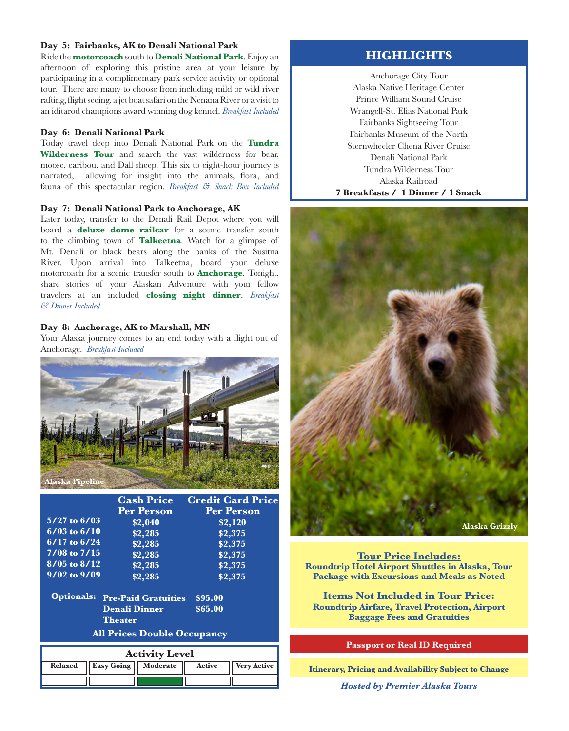### Day 5: Fairbanks, AK to Denali National Park

Ride the **motorcoach** south to **Denali National Park**. Enjoy an afternoon of exploring this pristine area at your leisure by participating in a complimentary park service activity or optional tour. There are many to choose from including mild or wild river rafting, flight seeing, a jet boat safari on the Nenana River or a visit to an iditarod champions award winning dog kennel. *Breakfast Included*

### Day 6: Denali National Park

Today travel deep into Denali National Park on the **Tundra Wilderness Tour** and search the vast wilderness for bear, moose, caribou, and Dall sheep. This six to eight-hour journey is narrated, allowing for insight into the animals, flora, and fauna of this spectacular region. *Breakfast & Snack Box Included*

### Day 7: Denali National Park to Anchorage, AK

Later today, transfer to the Denali Rail Depot where you will board a **deluxe dome railcar** for a scenic transfer south to the climbing town of **Talkeetna**. Watch for a glimpse of Mt. Denali or black bears along the banks of the Susitna River. Upon arrival into Talkeetna, board your deluxe motorcoach for a scenic transfer south to **Anchorage**. Tonight, share stories of your Alaskan Adventure with your fellow travelers at an included **closing night dinner**. *Breakfast & Dinner Included*

### Day 8: Anchorage, AK to Marshall, MN

Your Alaska journey comes to an end today with a flight out of Anchorage. *Breakfast Included*

Alaska Pipeline

| | Cash Price Per Person | Credit Card Price Per Person |
|---|---|---|
| 5/27 to 6/03 | $2,040 | $2,120 |
| 6/03 to 6/10 | $2,285 | $2,375 |
| 6/17 to 6/24 | $2,285 | $2,375 |
| 7/08 to 7/15 | $2,285 | $2,375 |
| 8/05 to 8/12 | $2,285 | $2,375 |
| 9/02 to 9/09 | $2,285 | $2,375 |

**Optionals:**
- Pre-Paid Gratuities $95.00
- Denali Dinner Theater $65.00

**All Prices Double Occupancy**

| Activity Level | | | | |
|---|---|---|---|---|
| Relaxed | Easy Going | Moderate | Active | Very Active |
| | | ■ | | |

## HIGHLIGHTS

Anchorage City Tour
Alaska Native Heritage Center
Prince William Sound Cruise
Wrangell-St. Elias National Park
Fairbanks Sightseeing Tour
Fairbanks Museum of the North
Sternwheeler Chena River Cruise
Denali National Park
Tundra Wilderness Tour
Alaska Railroad
**7 Breakfasts / 1 Dinner / 1 Snack**

Alaska Grizzly

**Tour Price Includes:**
**Roundtrip Hotel Airport Shuttles in Alaska, Tour Package with Excursions and Meals as Noted**

**Items Not Included in Tour Price:**
**Roundtrip Airfare, Travel Protection, Airport Baggage Fees and Gratuities**

**Passport or Real ID Required**

**Itinerary, Pricing and Availability Subject to Change**

***Hosted by Premier Alaska Tours***